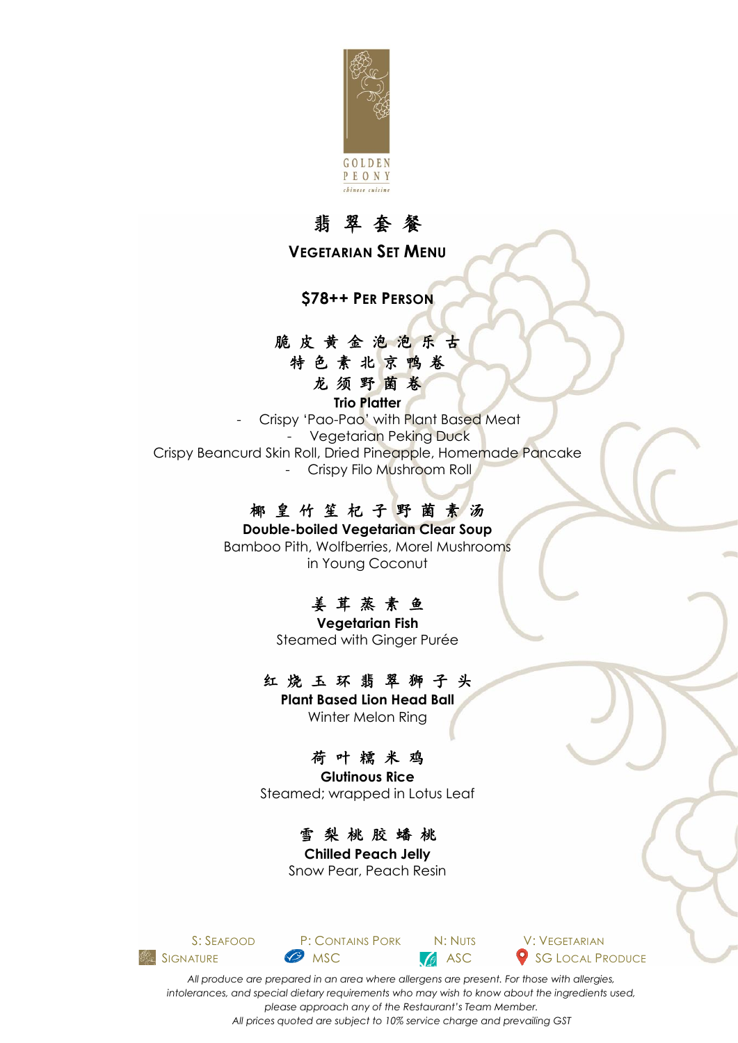GOLDEN PEONY

chinese cuisine

# 翡 翠 套 餐

## Vegetarian Set Menu

**$78++ Per Person**

脆 皮 黄 金 泡 泡 乐 古
特 色 素 北 京 鸭 卷
龙 须 野 菌 卷

**Trio Platter**

- Crispy 'Pao-Pao' with Plant Based Meat
- Vegetarian Peking Duck

Crispy Beancurd Skin Roll, Dried Pineapple, Homemade Pancake

- Crispy Filo Mushroom Roll

椰 皇 竹 笙 杞 子 野 菌 素 汤

**Double-boiled Vegetarian Clear Soup**

Bamboo Pith, Wolfberries, Morel Mushrooms
in Young Coconut

姜 茸 蒸 素 鱼

**Vegetarian Fish**

Steamed with Ginger Purée

红 烧 玉 环 翡 翠 狮 子 头

**Plant Based Lion Head Ball**

Winter Melon Ring

荷 叶 糯 米 鸡

**Glutinous Rice**

Steamed; wrapped in Lotus Leaf

雪 梨 桃 胶 蟠 桃

**Chilled Peach Jelly**

Snow Pear, Peach Resin

S: Seafood P: Contains Pork N: Nuts V: Vegetarian
Signature MSC ASC SG Local Produce

*All produce are prepared in an area where allergens are present. For those with allergies, intolerances, and special dietary requirements who may wish to know about the ingredients used, please approach any of the Restaurant's Team Member.*
*All prices quoted are subject to 10% service charge and prevailing GST*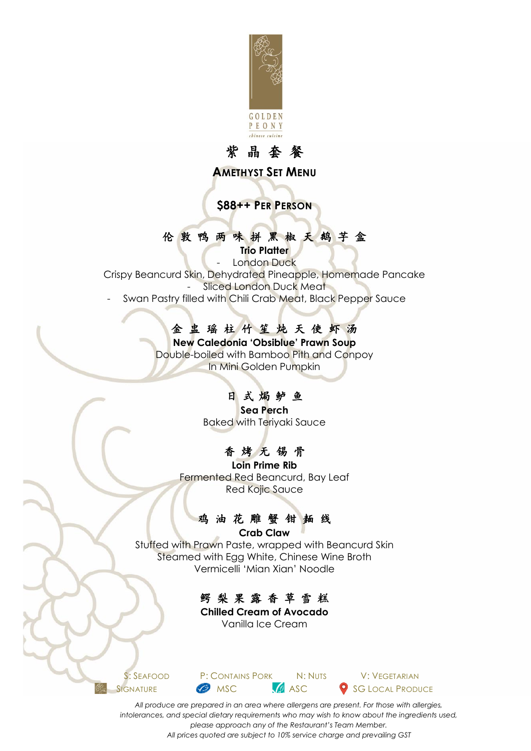GOLDEN PEONY
*chinese cuisine*

# 紫晶套餐

## AMETHYST SET MENU

### $88++ PER PERSON

伦敦鸭两味拼黑椒天鹅芋盒
**Trio Platter**
- London Duck
Crispy Beancurd Skin, Dehydrated Pineapple, Homemade Pancake
- Sliced London Duck Meat
- Swan Pastry filled with Chili Crab Meat, Black Pepper Sauce

金盅瑶柱竹笙炖天使虾汤
**New Caledonia 'Obsiblue' Prawn Soup**
Double-boiled with Bamboo Pith and Conpoy
In Mini Golden Pumpkin

日式焗鲈鱼
**Sea Perch**
Baked with Teriyaki Sauce

香烤无锡骨
**Loin Prime Rib**
Fermented Red Beancurd, Bay Leaf
Red Kojic Sauce

鸡油花雕蟹钳麺线
**Crab Claw**
Stuffed with Prawn Paste, wrapped with Beancurd Skin
Steamed with Egg White, Chinese Wine Broth
Vermicelli 'Mian Xian' Noodle

鳄梨果露香草雪糕
**Chilled Cream of Avocado**
Vanilla Ice Cream

S: SEAFOOD | P: CONTAINS PORK | N: NUTS | V: VEGETARIAN
SIGNATURE | MSC | ASC | SG LOCAL PRODUCE

*All produce are prepared in an area where allergens are present. For those with allergies, intolerances, and special dietary requirements who may wish to know about the ingredients used, please approach any of the Restaurant's Team Member.*
*All prices quoted are subject to 10% service charge and prevailing GST*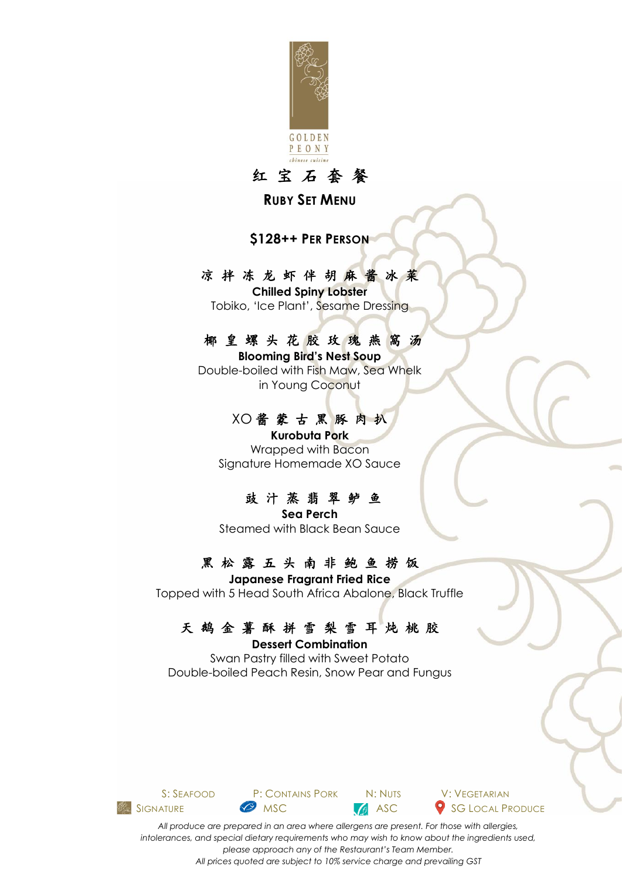GOLDEN PEONY

chinese cuisine

# 红宝石套餐

## Ruby Set Menu

### $128++ Per Person

凉拌冻龙虾伴胡麻酱冰菜

**Chilled Spiny Lobster**

Tobiko, 'Ice Plant', Sesame Dressing

椰皇螺头花胶玫瑰燕窝汤

**Blooming Bird's Nest Soup**

Double-boiled with Fish Maw, Sea Whelk in Young Coconut

XO酱蒙古黑豚肉扒

**Kurobuta Pork**

Wrapped with Bacon

Signature Homemade XO Sauce

豉汁蒸翡翠鲈鱼

**Sea Perch**

Steamed with Black Bean Sauce

黑松露五头南非鲍鱼捞饭

**Japanese Fragrant Fried Rice**

Topped with 5 Head South Africa Abalone, Black Truffle

天鹅金薯酥拼雪梨雪耳炖桃胶

**Dessert Combination**

Swan Pastry filled with Sweet Potato

Double-boiled Peach Resin, Snow Pear and Fungus

S: Seafood | P: Contains Pork | N: Nuts | V: Vegetarian

Signature | MSC | ASC | SG Local Produce

*All produce are prepared in an area where allergens are present. For those with allergies, intolerances, and special dietary requirements who may wish to know about the ingredients used, please approach any of the Restaurant's Team Member.*

*All prices quoted are subject to 10% service charge and prevailing GST*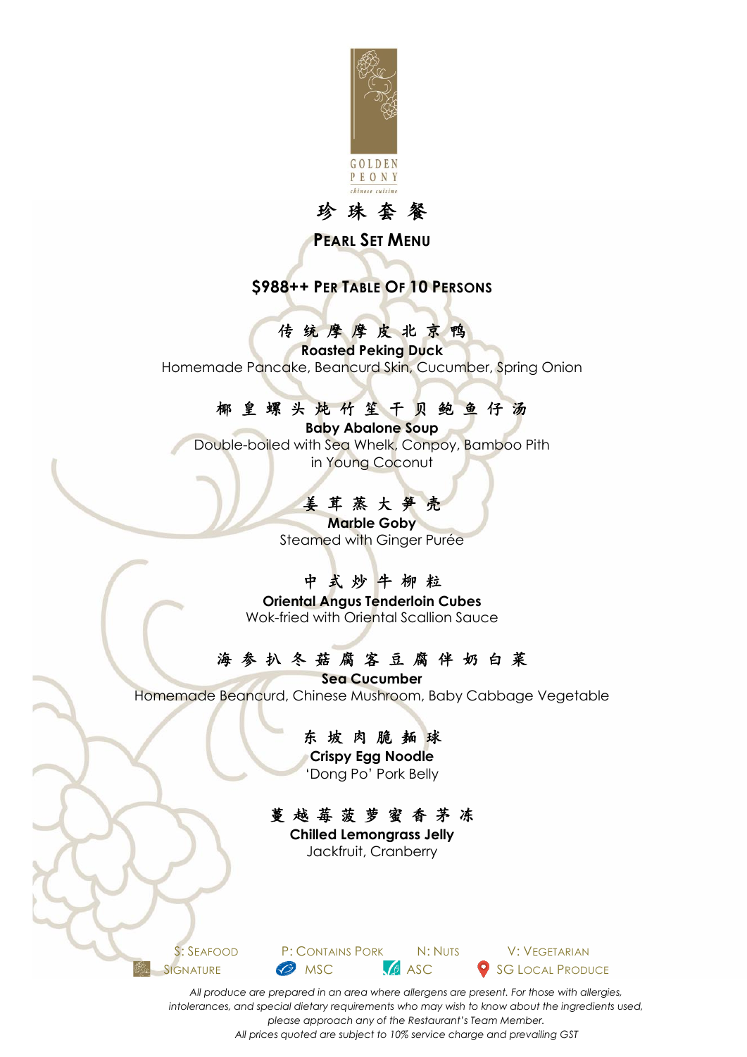GOLDEN PEONY
chinese cuisine

# 珍 珠 套 餐

## PEARL SET MENU

### $988++ PER TABLE OF 10 PERSONS

传 统 摩 摩 皮 北 京 鸭
**Roasted Peking Duck**
Homemade Pancake, Beancurd Skin, Cucumber, Spring Onion

椰 皇 螺 头 炖 竹 笙 干 贝 鲍 鱼 仔 汤
**Baby Abalone Soup**
Double-boiled with Sea Whelk, Conpoy, Bamboo Pith
in Young Coconut

姜 茸 蒸 大 笋 壳
**Marble Goby**
Steamed with Ginger Purée

中 式 炒 牛 柳 粒
**Oriental Angus Tenderloin Cubes**
Wok-fried with Oriental Scallion Sauce

海 参 扒 冬 菇 腐 客 豆 腐 伴 奶 白 菜
**Sea Cucumber**
Homemade Beancurd, Chinese Mushroom, Baby Cabbage Vegetable

东 坡 肉 脆 麺 球
**Crispy Egg Noodle**
'Dong Po' Pork Belly

蔓 越 莓 菠 萝 蜜 香 茅 冻
**Chilled Lemongrass Jelly**
Jackfruit, Cranberry

S: SEAFOOD P: CONTAINS PORK N: NUTS V: VEGETARIAN
SIGNATURE MSC ASC SG LOCAL PRODUCE

*All produce are prepared in an area where allergens are present. For those with allergies, intolerances, and special dietary requirements who may wish to know about the ingredients used, please approach any of the Restaurant's Team Member.*
*All prices quoted are subject to 10% service charge and prevailing GST*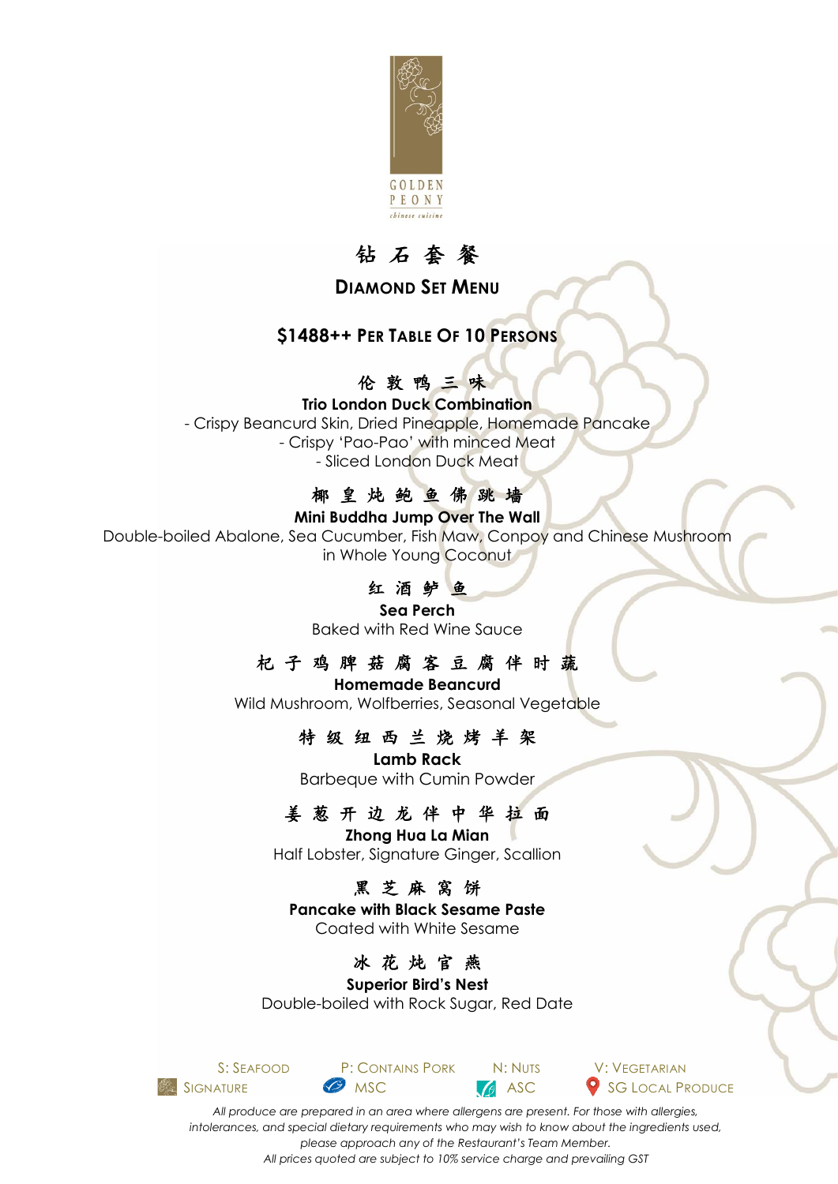GOLDEN PEONY

chinese cuisine

# 钻 石 套 餐

## DIAMOND SET MENU

### $1488++ PER TABLE OF 10 PERSONS

伦 敦 鸭 三 味

**Trio London Duck Combination**

- Crispy Beancurd Skin, Dried Pineapple, Homemade Pancake
- Crispy 'Pao-Pao' with minced Meat
- Sliced London Duck Meat

椰 皇 炖 鲍 鱼 佛 跳 墙

**Mini Buddha Jump Over The Wall**

Double-boiled Abalone, Sea Cucumber, Fish Maw, Conpoy and Chinese Mushroom in Whole Young Coconut

红 酒 鲈 鱼

**Sea Perch**

Baked with Red Wine Sauce

杞 子 鸡 髀 菇 腐 客 豆 腐 伴 时 蔬

**Homemade Beancurd**

Wild Mushroom, Wolfberries, Seasonal Vegetable

特 级 纽 西 兰 烧 烤 羊 架

**Lamb Rack**

Barbeque with Cumin Powder

姜 葱 开 边 龙 伴 中 华 拉 面

**Zhong Hua La Mian**

Half Lobster, Signature Ginger, Scallion

黑 芝 麻 窝 饼

**Pancake with Black Sesame Paste**

Coated with White Sesame

冰 花 炖 官 燕

**Superior Bird's Nest**

Double-boiled with Rock Sugar, Red Date

S: SEAFOOD P: CONTAINS PORK N: NUTS V: VEGETARIAN

SIGNATURE MSC ASC SG LOCAL PRODUCE

*All produce are prepared in an area where allergens are present. For those with allergies, intolerances, and special dietary requirements who may wish to know about the ingredients used, please approach any of the Restaurant's Team Member.*

*All prices quoted are subject to 10% service charge and prevailing GST*